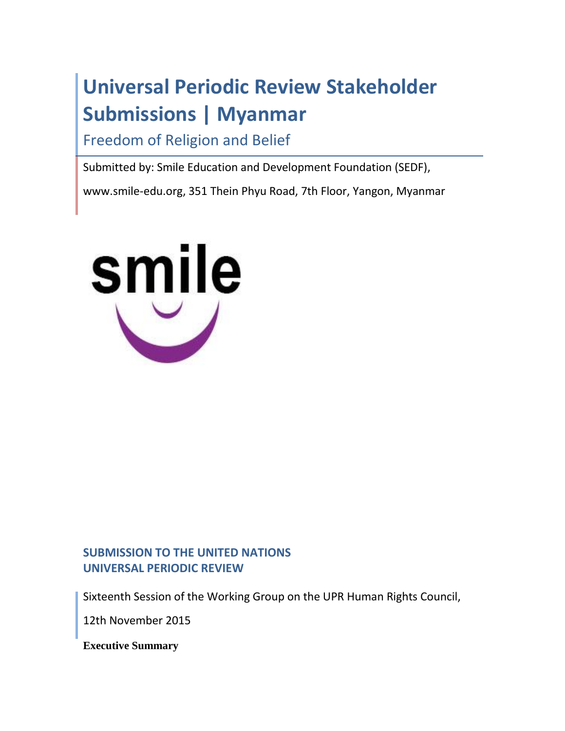# Universal Periodic Review Stakeholder Submissions | Myanmar

## Freedom of Religion and Belief

Submitted by: Smile Education and Development Foundation (SEDF),

www.smile-edu.org, 351 Thein Phyu Road, 7th Floor, Yangon, Myanmar

smile

**SUBMISSION TO THE UNITED NATIONS**
**UNIVERSAL PERIODIC REVIEW**

Sixteenth Session of the Working Group on the UPR Human Rights Council,

12th November 2015

**Executive Summary**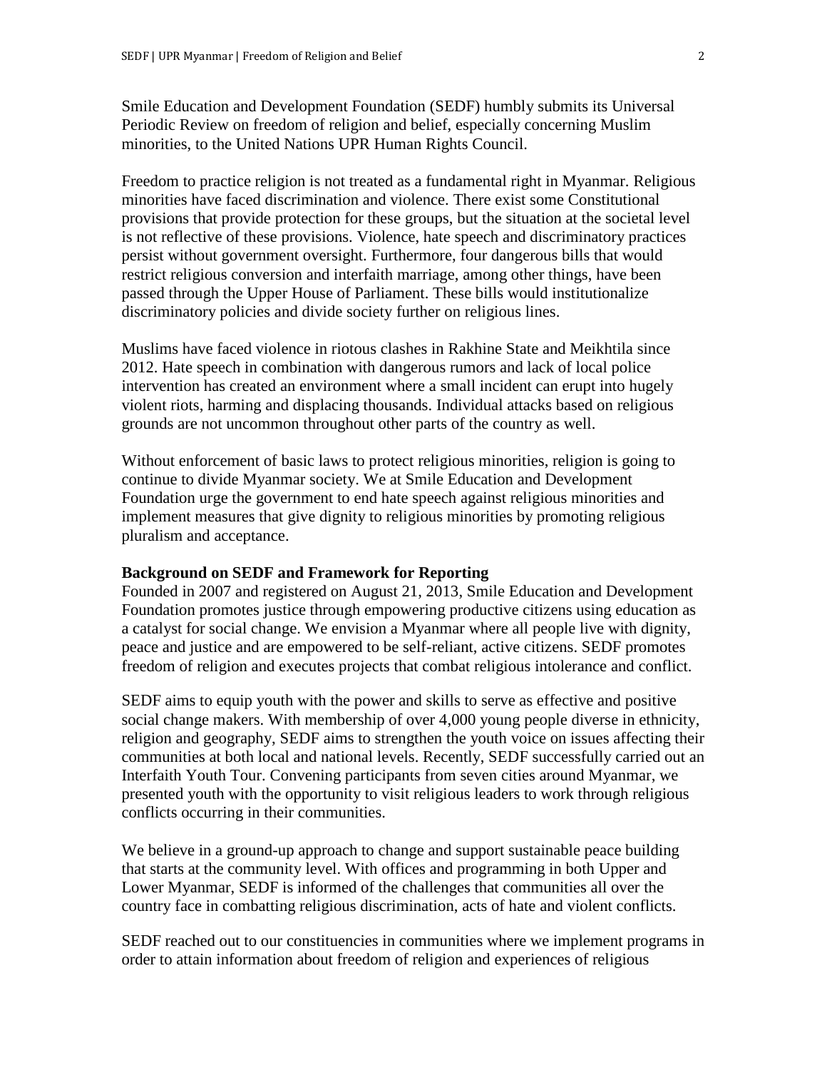Smile Education and Development Foundation (SEDF) humbly submits its Universal Periodic Review on freedom of religion and belief, especially concerning Muslim minorities, to the United Nations UPR Human Rights Council.

Freedom to practice religion is not treated as a fundamental right in Myanmar. Religious minorities have faced discrimination and violence. There exist some Constitutional provisions that provide protection for these groups, but the situation at the societal level is not reflective of these provisions. Violence, hate speech and discriminatory practices persist without government oversight. Furthermore, four dangerous bills that would restrict religious conversion and interfaith marriage, among other things, have been passed through the Upper House of Parliament. These bills would institutionalize discriminatory policies and divide society further on religious lines.

Muslims have faced violence in riotous clashes in Rakhine State and Meikhtila since 2012. Hate speech in combination with dangerous rumors and lack of local police intervention has created an environment where a small incident can erupt into hugely violent riots, harming and displacing thousands. Individual attacks based on religious grounds are not uncommon throughout other parts of the country as well.

Without enforcement of basic laws to protect religious minorities, religion is going to continue to divide Myanmar society. We at Smile Education and Development Foundation urge the government to end hate speech against religious minorities and implement measures that give dignity to religious minorities by promoting religious pluralism and acceptance.

**Background on SEDF and Framework for Reporting**

Founded in 2007 and registered on August 21, 2013, Smile Education and Development Foundation promotes justice through empowering productive citizens using education as a catalyst for social change. We envision a Myanmar where all people live with dignity, peace and justice and are empowered to be self-reliant, active citizens. SEDF promotes freedom of religion and executes projects that combat religious intolerance and conflict.

SEDF aims to equip youth with the power and skills to serve as effective and positive social change makers. With membership of over 4,000 young people diverse in ethnicity, religion and geography, SEDF aims to strengthen the youth voice on issues affecting their communities at both local and national levels. Recently, SEDF successfully carried out an Interfaith Youth Tour. Convening participants from seven cities around Myanmar, we presented youth with the opportunity to visit religious leaders to work through religious conflicts occurring in their communities.

We believe in a ground-up approach to change and support sustainable peace building that starts at the community level. With offices and programming in both Upper and Lower Myanmar, SEDF is informed of the challenges that communities all over the country face in combatting religious discrimination, acts of hate and violent conflicts.

SEDF reached out to our constituencies in communities where we implement programs in order to attain information about freedom of religion and experiences of religious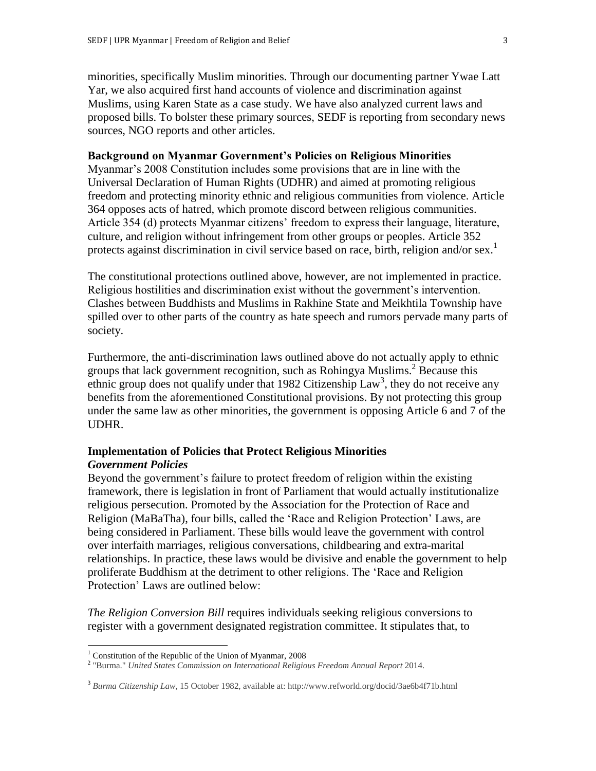minorities, specifically Muslim minorities. Through our documenting partner Ywae Latt Yar, we also acquired first hand accounts of violence and discrimination against Muslims, using Karen State as a case study. We have also analyzed current laws and proposed bills. To bolster these primary sources, SEDF is reporting from secondary news sources, NGO reports and other articles.

### Background on Myanmar Government's Policies on Religious Minorities

Myanmar's 2008 Constitution includes some provisions that are in line with the Universal Declaration of Human Rights (UDHR) and aimed at promoting religious freedom and protecting minority ethnic and religious communities from violence. Article 364 opposes acts of hatred, which promote discord between religious communities. Article 354 (d) protects Myanmar citizens' freedom to express their language, literature, culture, and religion without infringement from other groups or peoples. Article 352 protects against discrimination in civil service based on race, birth, religion and/or sex.[1]

The constitutional protections outlined above, however, are not implemented in practice. Religious hostilities and discrimination exist without the government's intervention. Clashes between Buddhists and Muslims in Rakhine State and Meikhtila Township have spilled over to other parts of the country as hate speech and rumors pervade many parts of society.

Furthermore, the anti-discrimination laws outlined above do not actually apply to ethnic groups that lack government recognition, such as Rohingya Muslims.[2] Because this ethnic group does not qualify under that 1982 Citizenship Law[3], they do not receive any benefits from the aforementioned Constitutional provisions. By not protecting this group under the same law as other minorities, the government is opposing Article 6 and 7 of the UDHR.

### Implementation of Policies that Protect Religious Minorities

#### *Government Policies*

Beyond the government's failure to protect freedom of religion within the existing framework, there is legislation in front of Parliament that would actually institutionalize religious persecution. Promoted by the Association for the Protection of Race and Religion (MaBaTha), four bills, called the 'Race and Religion Protection' Laws, are being considered in Parliament. These bills would leave the government with control over interfaith marriages, religious conversations, childbearing and extra-marital relationships. In practice, these laws would be divisive and enable the government to help proliferate Buddhism at the detriment to other religions. The 'Race and Religion Protection' Laws are outlined below:

*The Religion Conversion Bill* requires individuals seeking religious conversions to register with a government designated registration committee. It stipulates that, to

---

[1] Constitution of the Republic of the Union of Myanmar, 2008

[2] "Burma." *United States Commission on International Religious Freedom Annual Report* 2014.

[3] *Burma Citizenship Law*, 15 October 1982, available at: http://www.refworld.org/docid/3ae6b4f71b.html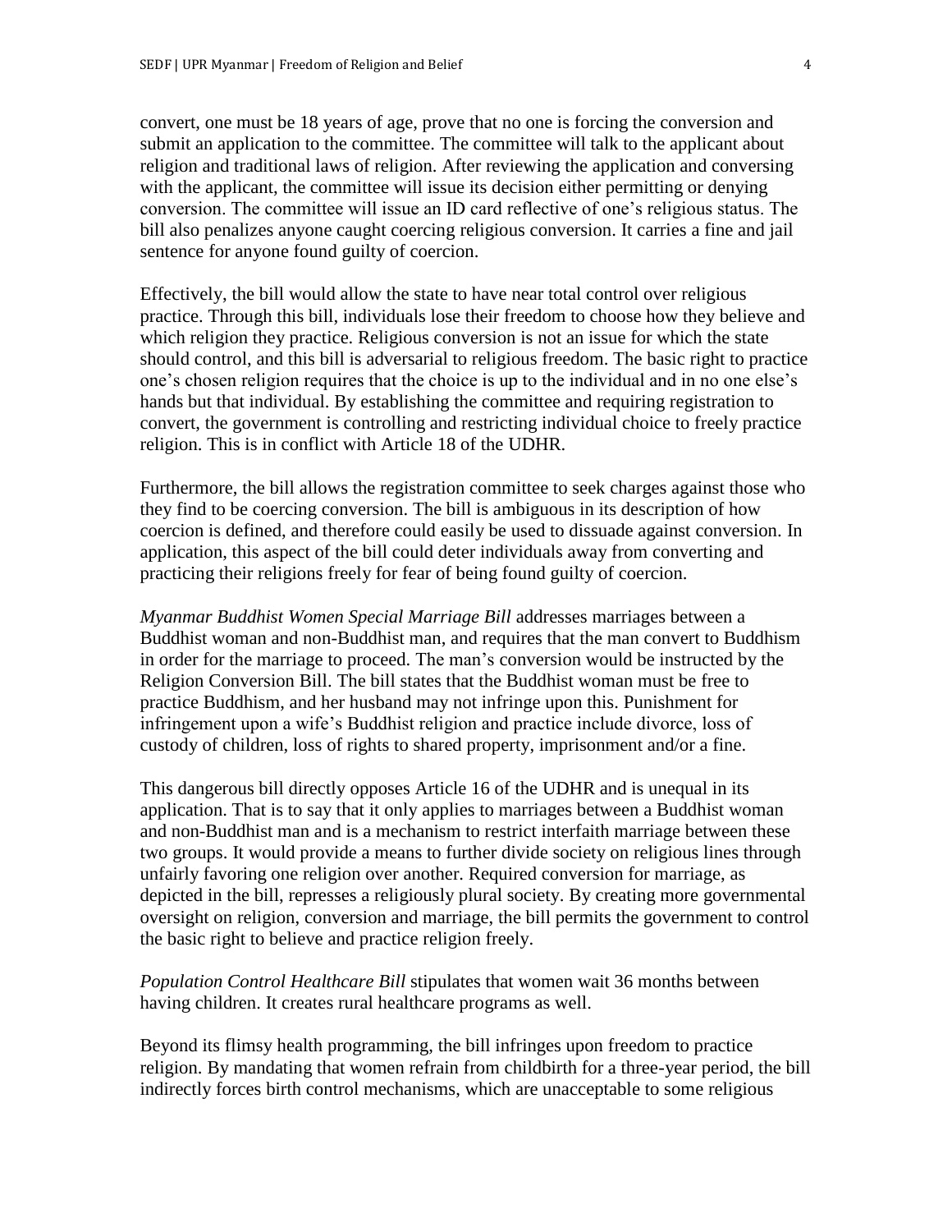convert, one must be 18 years of age, prove that no one is forcing the conversion and submit an application to the committee. The committee will talk to the applicant about religion and traditional laws of religion. After reviewing the application and conversing with the applicant, the committee will issue its decision either permitting or denying conversion. The committee will issue an ID card reflective of one's religious status. The bill also penalizes anyone caught coercing religious conversion. It carries a fine and jail sentence for anyone found guilty of coercion.

Effectively, the bill would allow the state to have near total control over religious practice. Through this bill, individuals lose their freedom to choose how they believe and which religion they practice. Religious conversion is not an issue for which the state should control, and this bill is adversarial to religious freedom. The basic right to practice one's chosen religion requires that the choice is up to the individual and in no one else's hands but that individual. By establishing the committee and requiring registration to convert, the government is controlling and restricting individual choice to freely practice religion. This is in conflict with Article 18 of the UDHR.

Furthermore, the bill allows the registration committee to seek charges against those who they find to be coercing conversion. The bill is ambiguous in its description of how coercion is defined, and therefore could easily be used to dissuade against conversion. In application, this aspect of the bill could deter individuals away from converting and practicing their religions freely for fear of being found guilty of coercion.

*Myanmar Buddhist Women Special Marriage Bill* addresses marriages between a Buddhist woman and non-Buddhist man, and requires that the man convert to Buddhism in order for the marriage to proceed. The man's conversion would be instructed by the Religion Conversion Bill. The bill states that the Buddhist woman must be free to practice Buddhism, and her husband may not infringe upon this. Punishment for infringement upon a wife's Buddhist religion and practice include divorce, loss of custody of children, loss of rights to shared property, imprisonment and/or a fine.

This dangerous bill directly opposes Article 16 of the UDHR and is unequal in its application. That is to say that it only applies to marriages between a Buddhist woman and non-Buddhist man and is a mechanism to restrict interfaith marriage between these two groups. It would provide a means to further divide society on religious lines through unfairly favoring one religion over another. Required conversion for marriage, as depicted in the bill, represses a religiously plural society. By creating more governmental oversight on religion, conversion and marriage, the bill permits the government to control the basic right to believe and practice religion freely.

*Population Control Healthcare Bill* stipulates that women wait 36 months between having children. It creates rural healthcare programs as well.

Beyond its flimsy health programming, the bill infringes upon freedom to practice religion. By mandating that women refrain from childbirth for a three-year period, the bill indirectly forces birth control mechanisms, which are unacceptable to some religious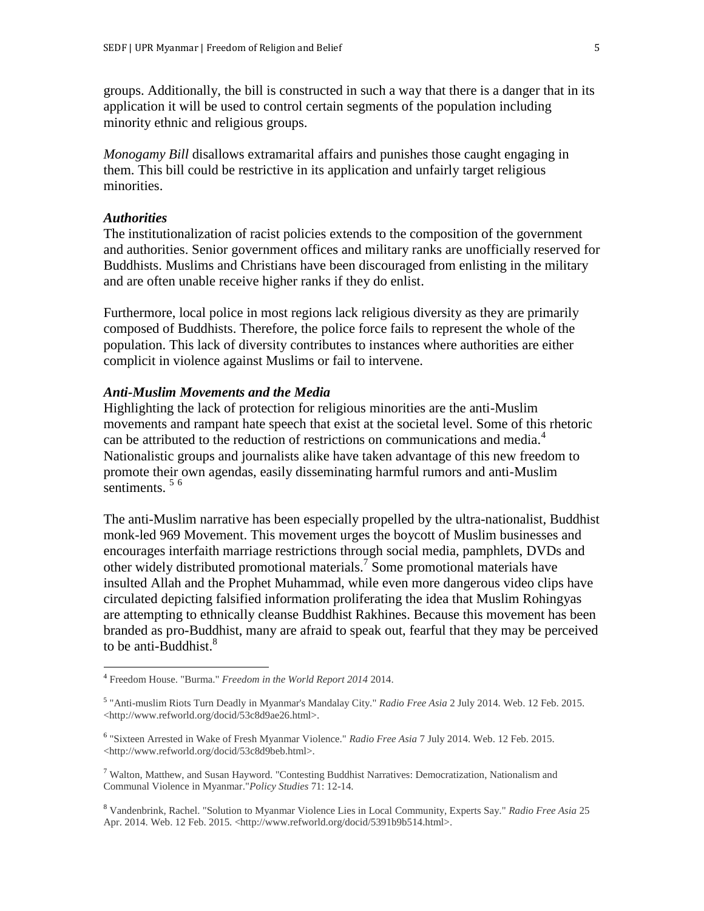groups. Additionally, the bill is constructed in such a way that there is a danger that in its application it will be used to control certain segments of the population including minority ethnic and religious groups.

*Monogamy Bill* disallows extramarital affairs and punishes those caught engaging in them. This bill could be restrictive in its application and unfairly target religious minorities.

***Authorities***

The institutionalization of racist policies extends to the composition of the government and authorities. Senior government offices and military ranks are unofficially reserved for Buddhists. Muslims and Christians have been discouraged from enlisting in the military and are often unable receive higher ranks if they do enlist.

Furthermore, local police in most regions lack religious diversity as they are primarily composed of Buddhists. Therefore, the police force fails to represent the whole of the population. This lack of diversity contributes to instances where authorities are either complicit in violence against Muslims or fail to intervene.

***Anti-Muslim Movements and the Media***

Highlighting the lack of protection for religious minorities are the anti-Muslim movements and rampant hate speech that exist at the societal level. Some of this rhetoric can be attributed to the reduction of restrictions on communications and media.[4] Nationalistic groups and journalists alike have taken advantage of this new freedom to promote their own agendas, easily disseminating harmful rumors and anti-Muslim sentiments. [5] [6]

The anti-Muslim narrative has been especially propelled by the ultra-nationalist, Buddhist monk-led 969 Movement. This movement urges the boycott of Muslim businesses and encourages interfaith marriage restrictions through social media, pamphlets, DVDs and other widely distributed promotional materials.[7] Some promotional materials have insulted Allah and the Prophet Muhammad, while even more dangerous video clips have circulated depicting falsified information proliferating the idea that Muslim Rohingyas are attempting to ethnically cleanse Buddhist Rakhines. Because this movement has been branded as pro-Buddhist, many are afraid to speak out, fearful that they may be perceived to be anti-Buddhist.[8]

---

[4] Freedom House. "Burma." *Freedom in the World Report 2014* 2014.

[5] "Anti-muslim Riots Turn Deadly in Myanmar's Mandalay City." *Radio Free Asia* 2 July 2014. Web. 12 Feb. 2015. <http://www.refworld.org/docid/53c8d9ae26.html>.

[6] "Sixteen Arrested in Wake of Fresh Myanmar Violence." *Radio Free Asia* 7 July 2014. Web. 12 Feb. 2015. <http://www.refworld.org/docid/53c8d9beb.html>.

[7] Walton, Matthew, and Susan Hayword. "Contesting Buddhist Narratives: Democratization, Nationalism and Communal Violence in Myanmar."*Policy Studies* 71: 12-14.

[8] Vandenbrink, Rachel. "Solution to Myanmar Violence Lies in Local Community, Experts Say." *Radio Free Asia* 25 Apr. 2014. Web. 12 Feb. 2015. <http://www.refworld.org/docid/5391b9b514.html>.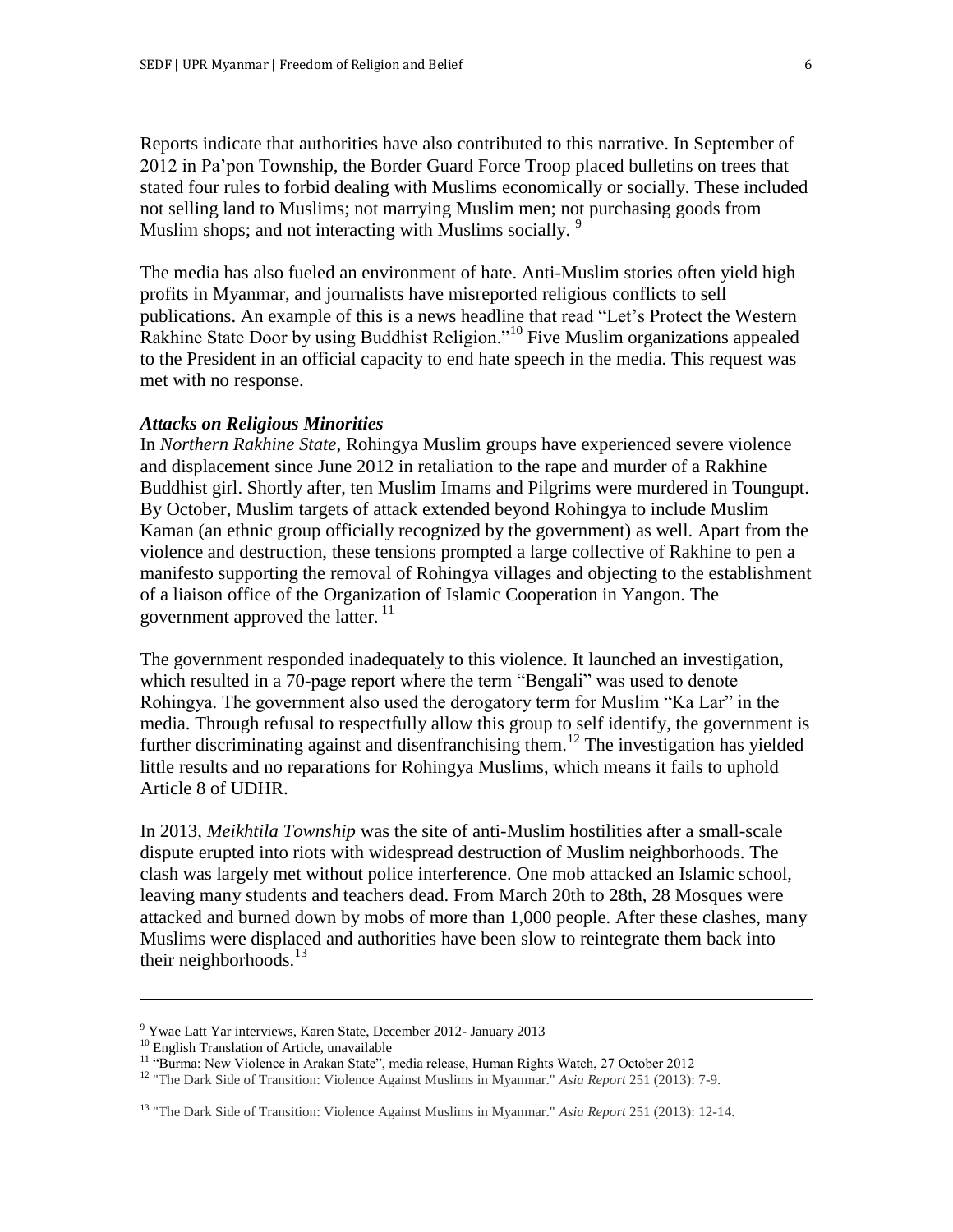Reports indicate that authorities have also contributed to this narrative. In September of 2012 in Pa'pon Township, the Border Guard Force Troop placed bulletins on trees that stated four rules to forbid dealing with Muslims economically or socially. These included not selling land to Muslims; not marrying Muslim men; not purchasing goods from Muslim shops; and not interacting with Muslims socially. [9]

The media has also fueled an environment of hate. Anti-Muslim stories often yield high profits in Myanmar, and journalists have misreported religious conflicts to sell publications. An example of this is a news headline that read "Let's Protect the Western Rakhine State Door by using Buddhist Religion."[10] Five Muslim organizations appealed to the President in an official capacity to end hate speech in the media. This request was met with no response.

***Attacks on Religious Minorities***

In *Northern Rakhine State*, Rohingya Muslim groups have experienced severe violence and displacement since June 2012 in retaliation to the rape and murder of a Rakhine Buddhist girl. Shortly after, ten Muslim Imams and Pilgrims were murdered in Toungupt. By October, Muslim targets of attack extended beyond Rohingya to include Muslim Kaman (an ethnic group officially recognized by the government) as well. Apart from the violence and destruction, these tensions prompted a large collective of Rakhine to pen a manifesto supporting the removal of Rohingya villages and objecting to the establishment of a liaison office of the Organization of Islamic Cooperation in Yangon. The government approved the latter. [11]

The government responded inadequately to this violence. It launched an investigation, which resulted in a 70-page report where the term "Bengali" was used to denote Rohingya. The government also used the derogatory term for Muslim "Ka Lar" in the media. Through refusal to respectfully allow this group to self identify, the government is further discriminating against and disenfranchising them.[12] The investigation has yielded little results and no reparations for Rohingya Muslims, which means it fails to uphold Article 8 of UDHR.

In 2013, *Meikhtila Township* was the site of anti-Muslim hostilities after a small-scale dispute erupted into riots with widespread destruction of Muslim neighborhoods. The clash was largely met without police interference. One mob attacked an Islamic school, leaving many students and teachers dead. From March 20th to 28th, 28 Mosques were attacked and burned down by mobs of more than 1,000 people. After these clashes, many Muslims were displaced and authorities have been slow to reintegrate them back into their neighborhoods.[13]

---

[9] Ywae Latt Yar interviews, Karen State, December 2012- January 2013

[10] English Translation of Article, unavailable

[11] "Burma: New Violence in Arakan State", media release, Human Rights Watch, 27 October 2012

[12] "The Dark Side of Transition: Violence Against Muslims in Myanmar." *Asia Report* 251 (2013): 7-9.

[13] "The Dark Side of Transition: Violence Against Muslims in Myanmar." *Asia Report* 251 (2013): 12-14.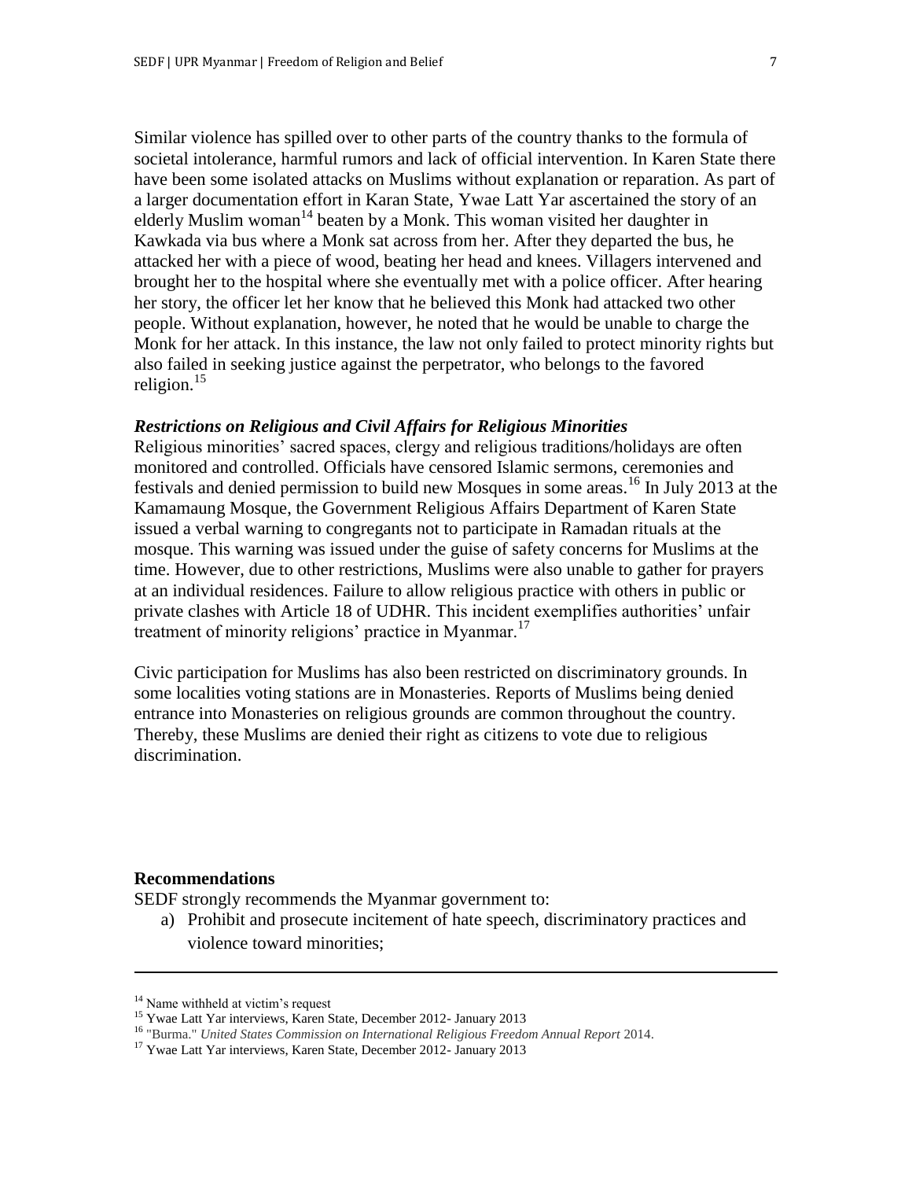Similar violence has spilled over to other parts of the country thanks to the formula of societal intolerance, harmful rumors and lack of official intervention. In Karen State there have been some isolated attacks on Muslims without explanation or reparation. As part of a larger documentation effort in Karan State, Ywae Latt Yar ascertained the story of an elderly Muslim woman[14] beaten by a Monk. This woman visited her daughter in Kawkada via bus where a Monk sat across from her. After they departed the bus, he attacked her with a piece of wood, beating her head and knees. Villagers intervened and brought her to the hospital where she eventually met with a police officer. After hearing her story, the officer let her know that he believed this Monk had attacked two other people. Without explanation, however, he noted that he would be unable to charge the Monk for her attack. In this instance, the law not only failed to protect minority rights but also failed in seeking justice against the perpetrator, who belongs to the favored religion.[15]

***Restrictions on Religious and Civil Affairs for Religious Minorities***

Religious minorities' sacred spaces, clergy and religious traditions/holidays are often monitored and controlled. Officials have censored Islamic sermons, ceremonies and festivals and denied permission to build new Mosques in some areas.[16] In July 2013 at the Kamamaung Mosque, the Government Religious Affairs Department of Karen State issued a verbal warning to congregants not to participate in Ramadan rituals at the mosque. This warning was issued under the guise of safety concerns for Muslims at the time. However, due to other restrictions, Muslims were also unable to gather for prayers at an individual residences. Failure to allow religious practice with others in public or private clashes with Article 18 of UDHR. This incident exemplifies authorities' unfair treatment of minority religions' practice in Myanmar.[17]

Civic participation for Muslims has also been restricted on discriminatory grounds. In some localities voting stations are in Monasteries. Reports of Muslims being denied entrance into Monasteries on religious grounds are common throughout the country. Thereby, these Muslims are denied their right as citizens to vote due to religious discrimination.

**Recommendations**

SEDF strongly recommends the Myanmar government to:

a) Prohibit and prosecute incitement of hate speech, discriminatory practices and violence toward minorities;

---

[14] Name withheld at victim's request

[15] Ywae Latt Yar interviews, Karen State, December 2012- January 2013

[16] "Burma." *United States Commission on International Religious Freedom Annual Report* 2014.

[17] Ywae Latt Yar interviews, Karen State, December 2012- January 2013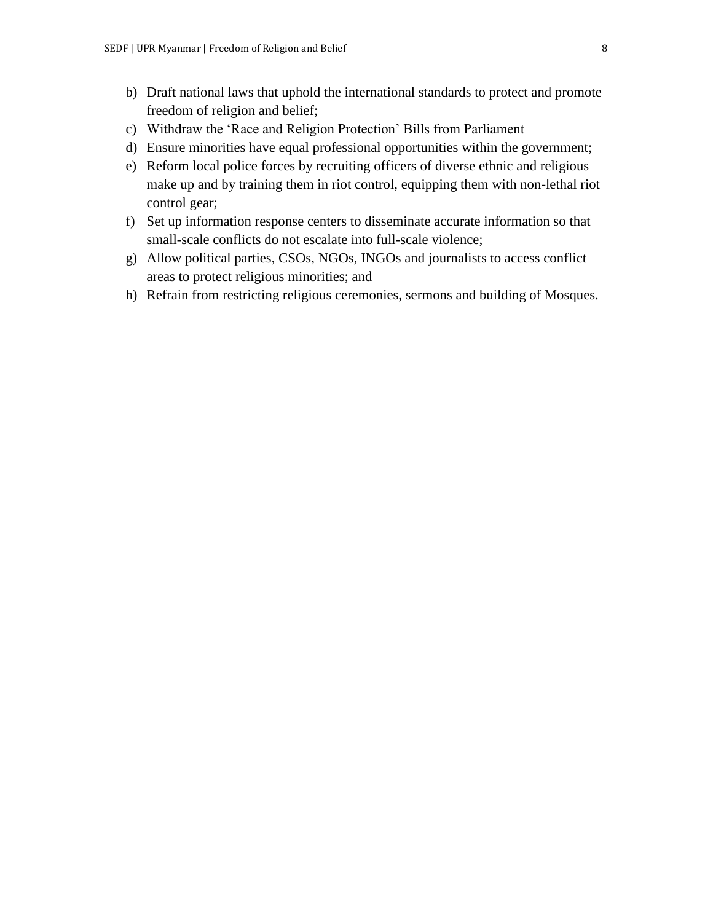b) Draft national laws that uphold the international standards to protect and promote freedom of religion and belief;
c) Withdraw the ‘Race and Religion Protection’ Bills from Parliament
d) Ensure minorities have equal professional opportunities within the government;
e) Reform local police forces by recruiting officers of diverse ethnic and religious make up and by training them in riot control, equipping them with non-lethal riot control gear;
f) Set up information response centers to disseminate accurate information so that small-scale conflicts do not escalate into full-scale violence;
g) Allow political parties, CSOs, NGOs, INGOs and journalists to access conflict areas to protect religious minorities; and
h) Refrain from restricting religious ceremonies, sermons and building of Mosques.